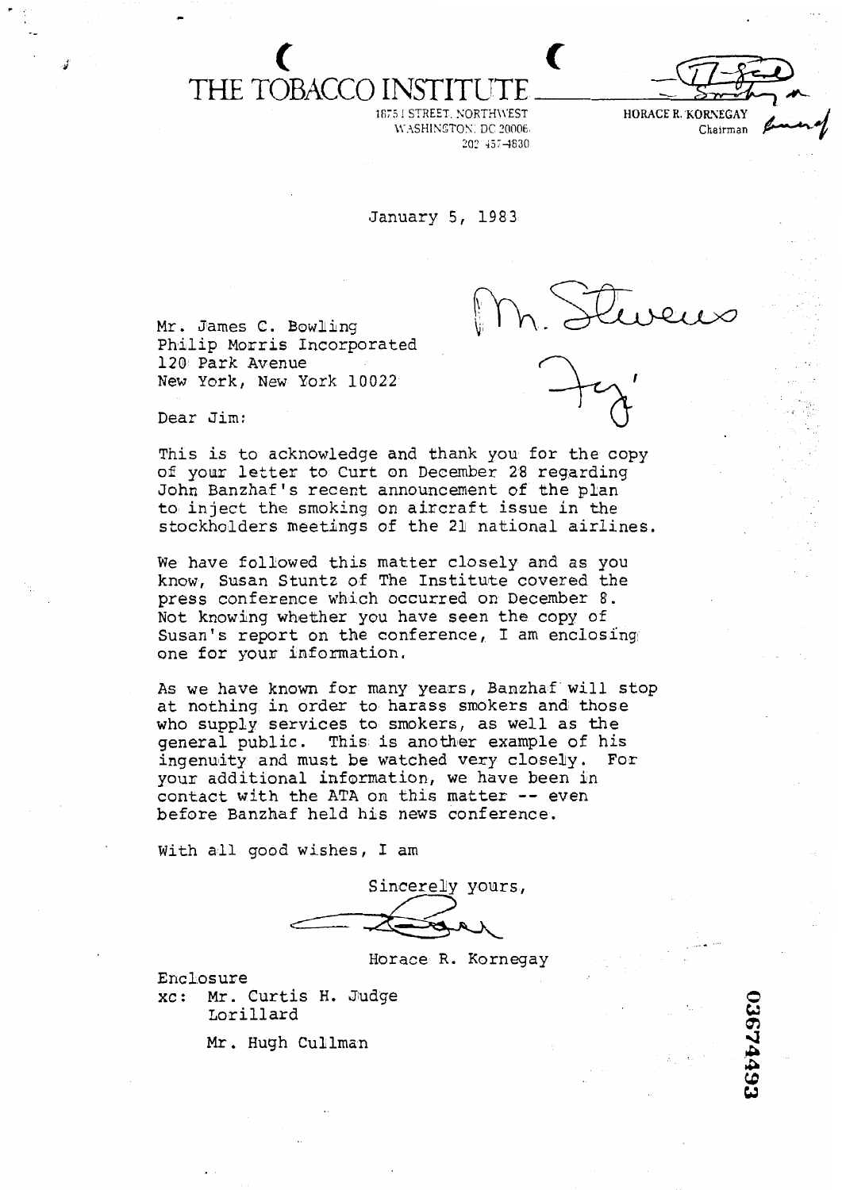# THE TOBACCO INSTITUTE

1875 I STREET, NORTHWEST
WASHINGTON, DC 20006
202 457-4800

HORACE R. KORNEGAY
Chairman

January 5, 1983

Mr. James C. Bowling
Philip Morris Incorporated
120 Park Avenue
New York, New York 10022

Dear Jim:

This is to acknowledge and thank you for the copy of your letter to Curt on December 28 regarding John Banzhaf's recent announcement of the plan to inject the smoking on aircraft issue in the stockholders meetings of the 21 national airlines.

We have followed this matter closely and as you know, Susan Stuntz of The Institute covered the press conference which occurred on December 8. Not knowing whether you have seen the copy of Susan's report on the conference, I am enclosing one for your information.

As we have known for many years, Banzhaf will stop at nothing in order to harass smokers and those who supply services to smokers, as well as the general public. This is another example of his ingenuity and must be watched very closely. For your additional information, we have been in contact with the ATA on this matter -- even before Banzhaf held his news conference.

With all good wishes, I am

Sincerely yours,

Horace R. Kornegay

Enclosure
xc: Mr. Curtis H. Judge
Lorillard

Mr. Hugh Cullman

03674493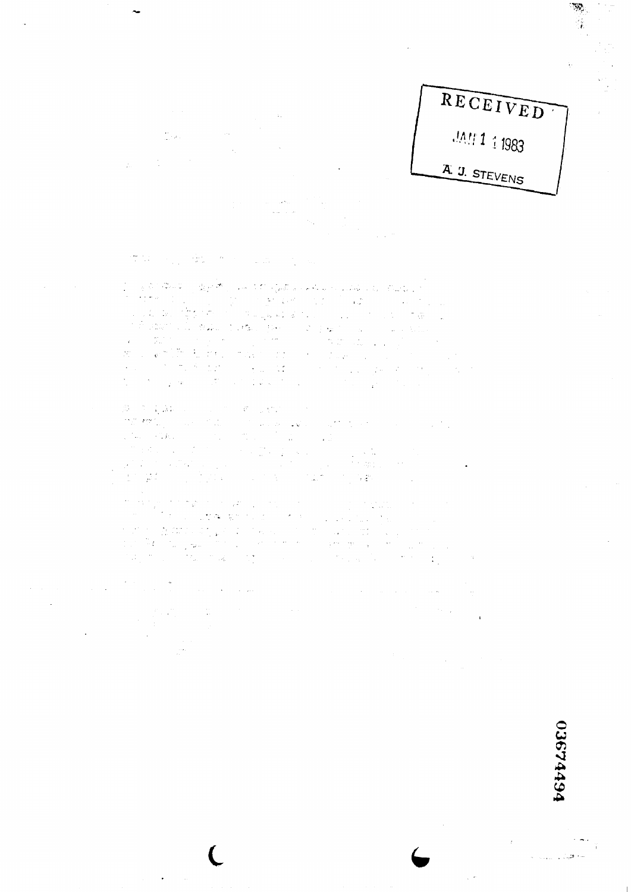RECEIVED

JAN 1 1 1983

A. J. STEVENS

03674494